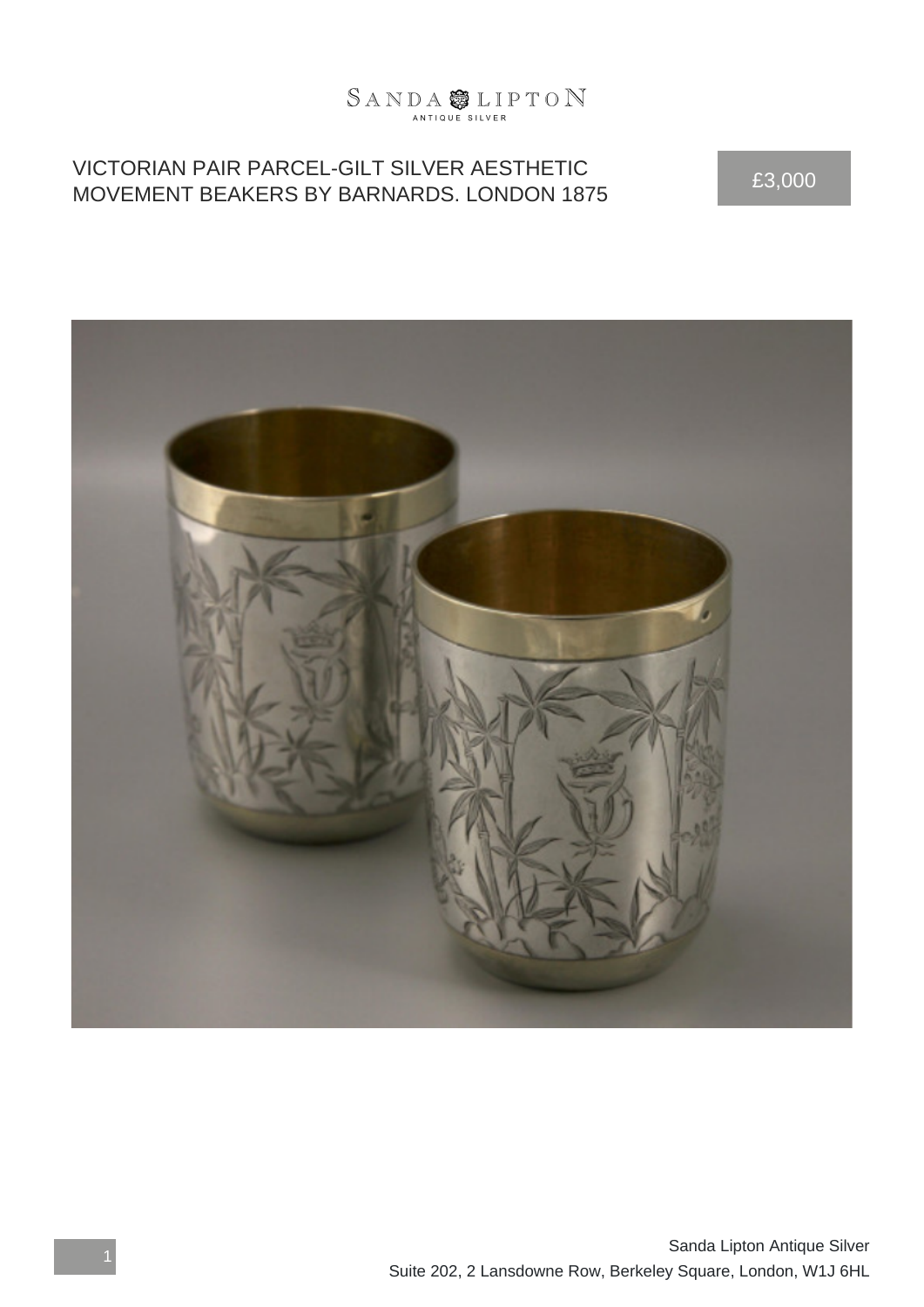SANDA LIPTON
ANTIQUE SILVER

# VICTORIAN PAIR PARCEL-GILT SILVER AESTHETIC MOVEMENT BEAKERS BY BARNARDS. LONDON 1875

£3,000

Sanda Lipton Antique Silver
Suite 202, 2 Lansdowne Row, Berkeley Square, London, W1J 6HL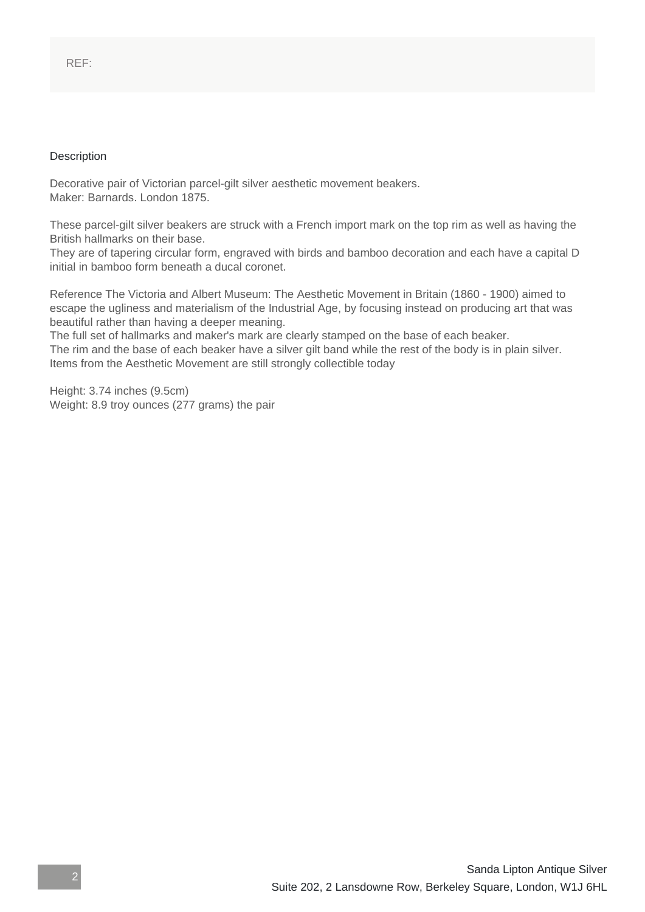REF:

Description

Decorative pair of Victorian parcel-gilt silver aesthetic movement beakers.
Maker: Barnards. London 1875.

These parcel-gilt silver beakers are struck with a French import mark on the top rim as well as having the British hallmarks on their base.
They are of tapering circular form, engraved with birds and bamboo decoration and each have a capital D initial in bamboo form beneath a ducal coronet.

Reference The Victoria and Albert Museum: The Aesthetic Movement in Britain (1860 - 1900) aimed to escape the ugliness and materialism of the Industrial Age, by focusing instead on producing art that was beautiful rather than having a deeper meaning.
The full set of hallmarks and maker's mark are clearly stamped on the base of each beaker.
The rim and the base of each beaker have a silver gilt band while the rest of the body is in plain silver.
Items from the Aesthetic Movement are still strongly collectible today

Height: 3.74 inches (9.5cm)
Weight: 8.9 troy ounces (277 grams) the pair